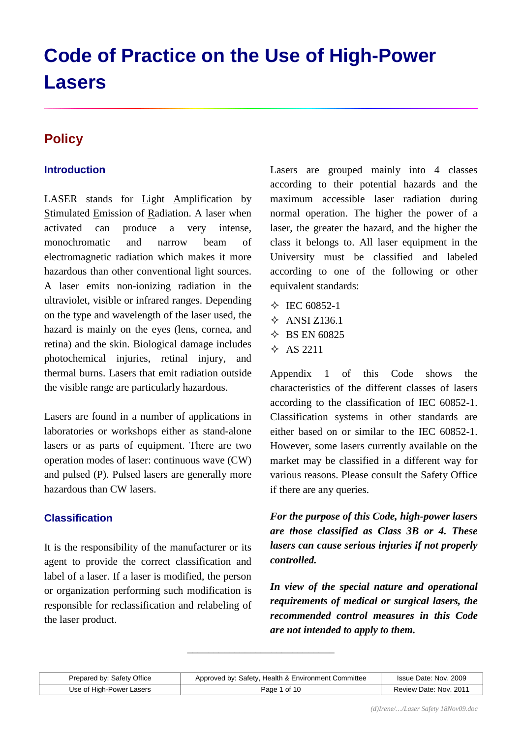# Code of Practice on the Use of High-Power Lasers

## Policy

### Introduction

LASER stands for Light Amplification by Stimulated Emission of Radiation. A laser when activated can produce a very intense, monochromatic and narrow beam of electromagnetic radiation which makes it more hazardous than other conventional light sources. A laser emits non-ionizing radiation in the ultraviolet, visible or infrared ranges. Depending on the type and wavelength of the laser used, the hazard is mainly on the eyes (lens, cornea, and retina) and the skin. Biological damage includes photochemical injuries, retinal injury, and thermal burns. Lasers that emit radiation outside the visible range are particularly hazardous.

Lasers are found in a number of applications in laboratories or workshops either as stand-alone lasers or as parts of equipment. There are two operation modes of laser: continuous wave (CW) and pulsed (P). Pulsed lasers are generally more hazardous than CW lasers.

### Classification

It is the responsibility of the manufacturer or its agent to provide the correct classification and label of a laser. If a laser is modified, the person or organization performing such modification is responsible for reclassification and relabeling of the laser product.

Lasers are grouped mainly into 4 classes according to their potential hazards and the maximum accessible laser radiation during normal operation. The higher the power of a laser, the greater the hazard, and the higher the class it belongs to. All laser equipment in the University must be classified and labeled according to one of the following or other equivalent standards:

- IEC 60852-1
- ANSI Z136.1
- BS EN 60825
- AS 2211

Appendix 1 of this Code shows the characteristics of the different classes of lasers according to the classification of IEC 60852-1. Classification systems in other standards are either based on or similar to the IEC 60852-1. However, some lasers currently available on the market may be classified in a different way for various reasons. Please consult the Safety Office if there are any queries.

***For the purpose of this Code, high-power lasers are those classified as Class 3B or 4. These lasers can cause serious injuries if not properly controlled.***

***In view of the special nature and operational requirements of medical or surgical lasers, the recommended control measures in this Code are not intended to apply to them.***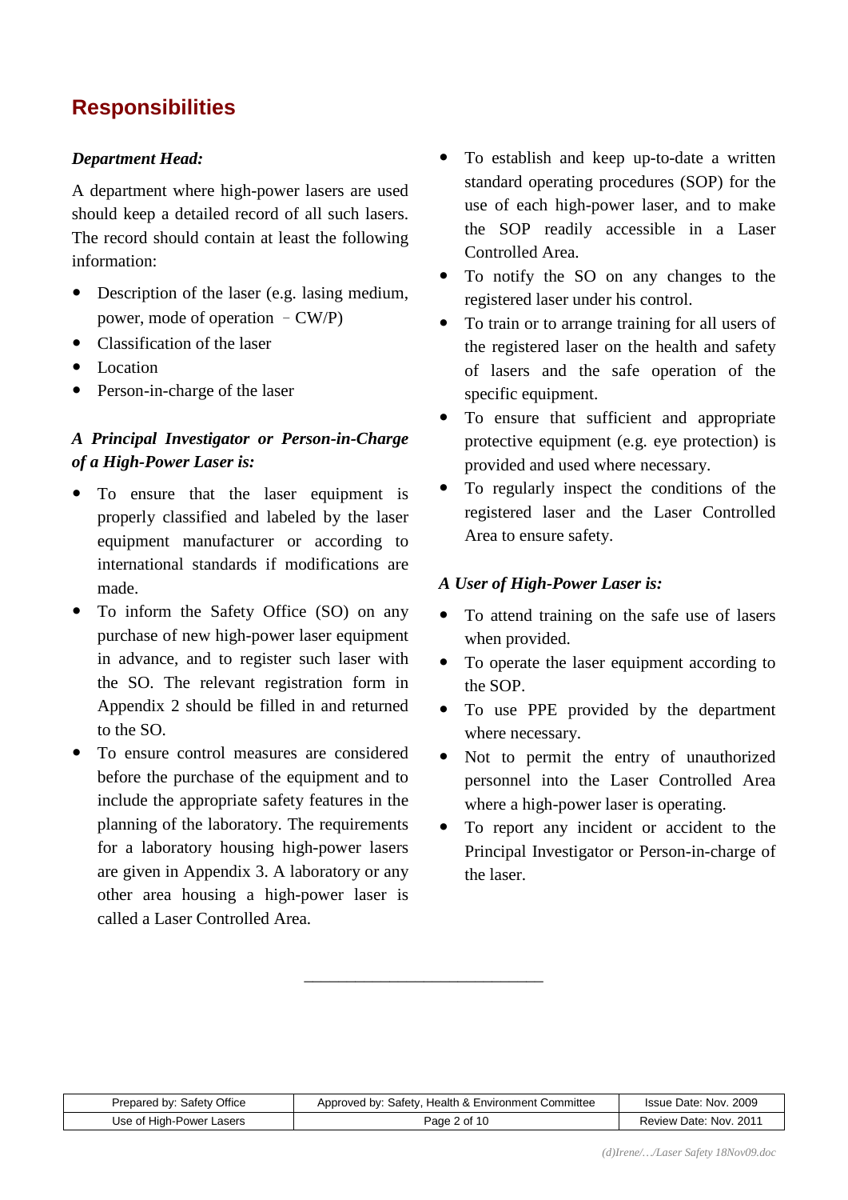## Responsibilities

***Department Head:***

A department where high-power lasers are used should keep a detailed record of all such lasers. The record should contain at least the following information:

- Description of the laser (e.g. lasing medium, power, mode of operation – CW/P)
- Classification of the laser
- Location
- Person-in-charge of the laser

***A Principal Investigator or Person-in-Charge of a High-Power Laser is:***

- To ensure that the laser equipment is properly classified and labeled by the laser equipment manufacturer or according to international standards if modifications are made.
- To inform the Safety Office (SO) on any purchase of new high-power laser equipment in advance, and to register such laser with the SO. The relevant registration form in Appendix 2 should be filled in and returned to the SO.
- To ensure control measures are considered before the purchase of the equipment and to include the appropriate safety features in the planning of the laboratory. The requirements for a laboratory housing high-power lasers are given in Appendix 3. A laboratory or any other area housing a high-power laser is called a Laser Controlled Area.
- To establish and keep up-to-date a written standard operating procedures (SOP) for the use of each high-power laser, and to make the SOP readily accessible in a Laser Controlled Area.
- To notify the SO on any changes to the registered laser under his control.
- To train or to arrange training for all users of the registered laser on the health and safety of lasers and the safe operation of the specific equipment.
- To ensure that sufficient and appropriate protective equipment (e.g. eye protection) is provided and used where necessary.
- To regularly inspect the conditions of the registered laser and the Laser Controlled Area to ensure safety.

***A User of High-Power Laser is:***

- To attend training on the safe use of lasers when provided.
- To operate the laser equipment according to the SOP.
- To use PPE provided by the department where necessary.
- Not to permit the entry of unauthorized personnel into the Laser Controlled Area where a high-power laser is operating.
- To report any incident or accident to the Principal Investigator or Person-in-charge of the laser.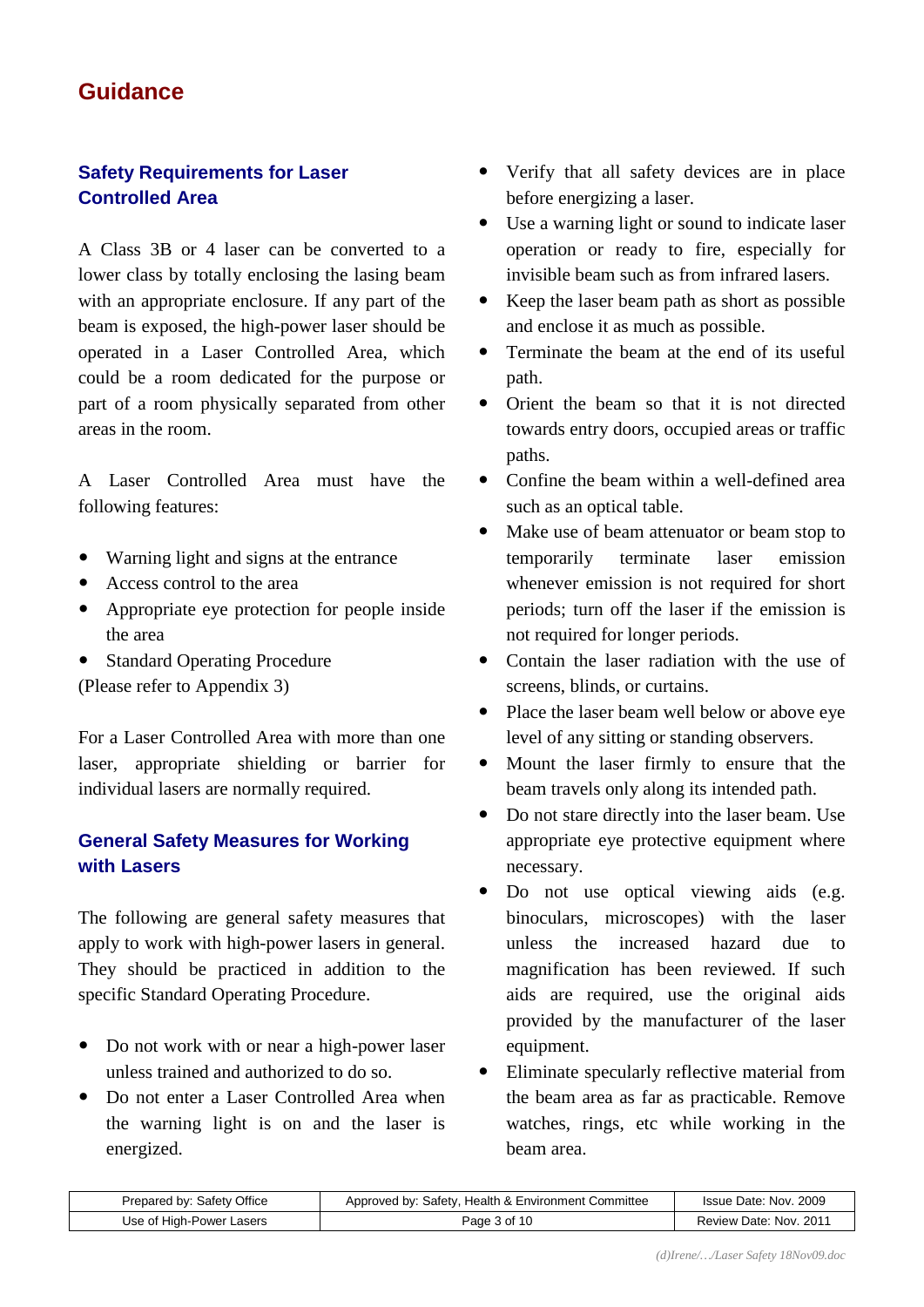# Guidance

## Safety Requirements for Laser Controlled Area

A Class 3B or 4 laser can be converted to a lower class by totally enclosing the lasing beam with an appropriate enclosure. If any part of the beam is exposed, the high-power laser should be operated in a Laser Controlled Area, which could be a room dedicated for the purpose or part of a room physically separated from other areas in the room.

A Laser Controlled Area must have the following features:

- Warning light and signs at the entrance
- Access control to the area
- Appropriate eye protection for people inside the area
- Standard Operating Procedure

(Please refer to Appendix 3)

For a Laser Controlled Area with more than one laser, appropriate shielding or barrier for individual lasers are normally required.

## General Safety Measures for Working with Lasers

The following are general safety measures that apply to work with high-power lasers in general. They should be practiced in addition to the specific Standard Operating Procedure.

- Do not work with or near a high-power laser unless trained and authorized to do so.
- Do not enter a Laser Controlled Area when the warning light is on and the laser is energized.
- Verify that all safety devices are in place before energizing a laser.
- Use a warning light or sound to indicate laser operation or ready to fire, especially for invisible beam such as from infrared lasers.
- Keep the laser beam path as short as possible and enclose it as much as possible.
- Terminate the beam at the end of its useful path.
- Orient the beam so that it is not directed towards entry doors, occupied areas or traffic paths.
- Confine the beam within a well-defined area such as an optical table.
- Make use of beam attenuator or beam stop to temporarily terminate laser emission whenever emission is not required for short periods; turn off the laser if the emission is not required for longer periods.
- Contain the laser radiation with the use of screens, blinds, or curtains.
- Place the laser beam well below or above eye level of any sitting or standing observers.
- Mount the laser firmly to ensure that the beam travels only along its intended path.
- Do not stare directly into the laser beam. Use appropriate eye protective equipment where necessary.
- Do not use optical viewing aids (e.g. binoculars, microscopes) with the laser unless the increased hazard due to magnification has been reviewed. If such aids are required, use the original aids provided by the manufacturer of the laser equipment.
- Eliminate specularly reflective material from the beam area as far as practicable. Remove watches, rings, etc while working in the beam area.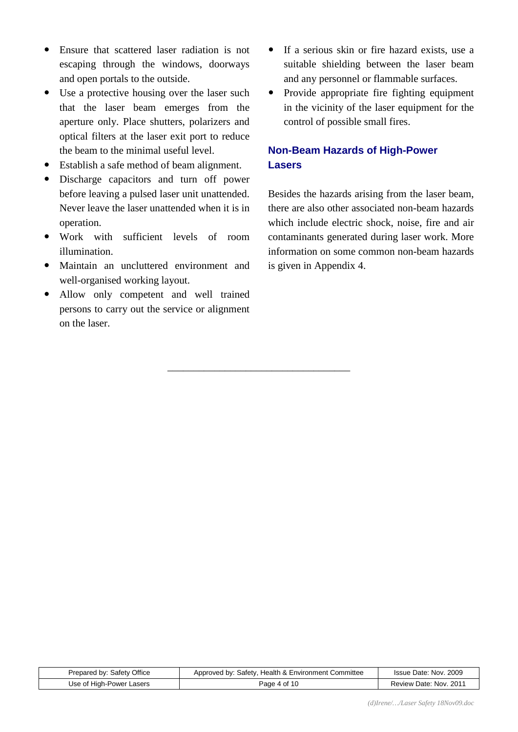- Ensure that scattered laser radiation is not escaping through the windows, doorways and open portals to the outside.
- Use a protective housing over the laser such that the laser beam emerges from the aperture only. Place shutters, polarizers and optical filters at the laser exit port to reduce the beam to the minimal useful level.
- Establish a safe method of beam alignment.
- Discharge capacitors and turn off power before leaving a pulsed laser unit unattended. Never leave the laser unattended when it is in operation.
- Work with sufficient levels of room illumination.
- Maintain an uncluttered environment and well-organised working layout.
- Allow only competent and well trained persons to carry out the service or alignment on the laser.
- If a serious skin or fire hazard exists, use a suitable shielding between the laser beam and any personnel or flammable surfaces.
- Provide appropriate fire fighting equipment in the vicinity of the laser equipment for the control of possible small fires.

## Non-Beam Hazards of High-Power Lasers

Besides the hazards arising from the laser beam, there are also other associated non-beam hazards which include electric shock, noise, fire and air contaminants generated during laser work. More information on some common non-beam hazards is given in Appendix 4.

---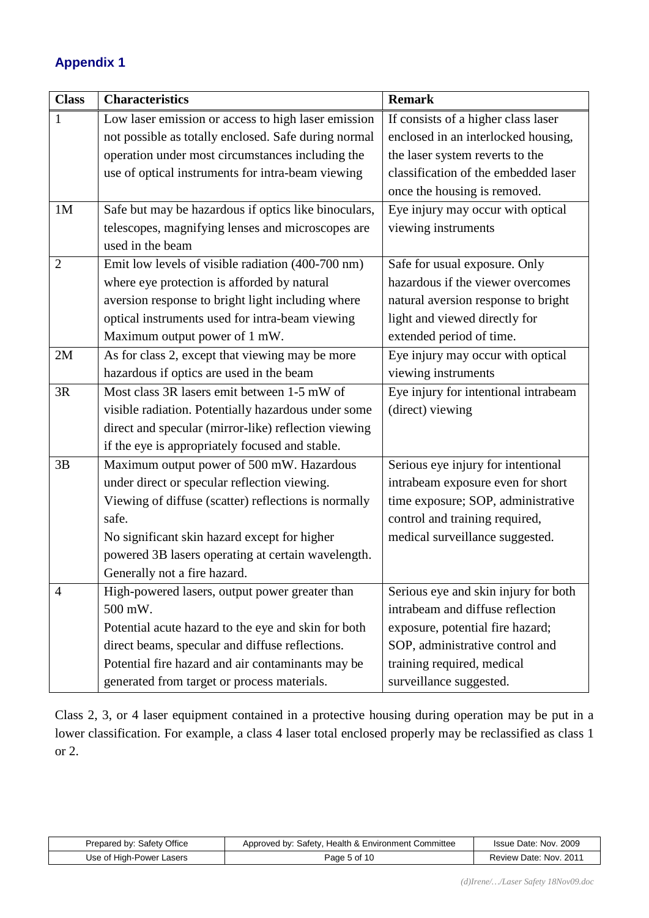## Appendix 1

| Class | Characteristics | Remark |
|---|---|---|
| 1 | Low laser emission or access to high laser emission not possible as totally enclosed. Safe during normal operation under most circumstances including the use of optical instruments for intra-beam viewing | If consists of a higher class laser enclosed in an interlocked housing, the laser system reverts to the classification of the embedded laser once the housing is removed. |
| 1M | Safe but may be hazardous if optics like binoculars, telescopes, magnifying lenses and microscopes are used in the beam | Eye injury may occur with optical viewing instruments |
| 2 | Emit low levels of visible radiation (400-700 nm) where eye protection is afforded by natural aversion response to bright light including where optical instruments used for intra-beam viewing Maximum output power of 1 mW. | Safe for usual exposure. Only hazardous if the viewer overcomes natural aversion response to bright light and viewed directly for extended period of time. |
| 2M | As for class 2, except that viewing may be more hazardous if optics are used in the beam | Eye injury may occur with optical viewing instruments |
| 3R | Most class 3R lasers emit between 1-5 mW of visible radiation. Potentially hazardous under some direct and specular (mirror-like) reflection viewing if the eye is appropriately focused and stable. | Eye injury for intentional intrabeam (direct) viewing |
| 3B | Maximum output power of 500 mW. Hazardous under direct or specular reflection viewing. Viewing of diffuse (scatter) reflections is normally safe. No significant skin hazard except for higher powered 3B lasers operating at certain wavelength. Generally not a fire hazard. | Serious eye injury for intentional intrabeam exposure even for short time exposure; SOP, administrative control and training required, medical surveillance suggested. |
| 4 | High-powered lasers, output power greater than 500 mW. Potential acute hazard to the eye and skin for both direct beams, specular and diffuse reflections. Potential fire hazard and air contaminants may be generated from target or process materials. | Serious eye and skin injury for both intrabeam and diffuse reflection exposure, potential fire hazard; SOP, administrative control and training required, medical surveillance suggested. |

Class 2, 3, or 4 laser equipment contained in a protective housing during operation may be put in a lower classification. For example, a class 4 laser total enclosed properly may be reclassified as class 1 or 2.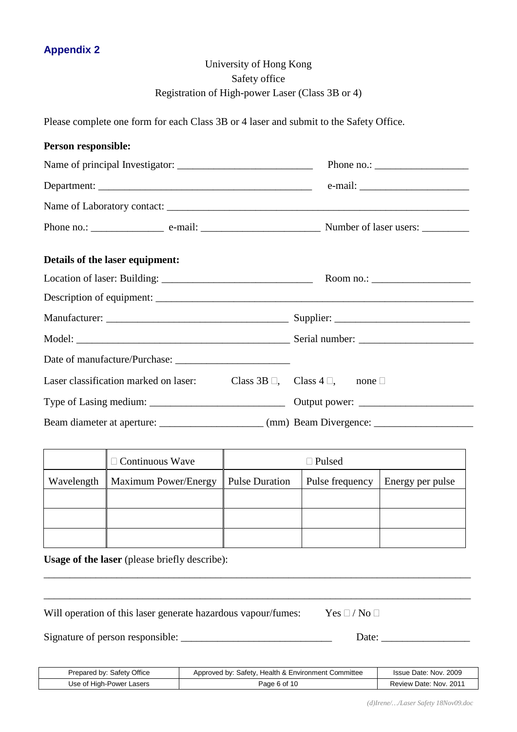## Appendix 2

University of Hong Kong
Safety office
Registration of High-power Laser (Class 3B or 4)

Please complete one form for each Class 3B or 4 laser and submit to the Safety Office.

**Person responsible:**

Name of principal Investigator: __________________________ Phone no.: __________________

Department: __________________________________________ e-mail: _____________________

Name of Laboratory contact: ___________________________________________________________

Phone no.: ______________ e-mail: _______________________ Number of laser users: _________

**Details of the laser equipment:**

Location of laser: Building: _____________________________ Room no.: ___________________

Description of equipment: ______________________________________________________________

Manufacturer: ___________________________________ Supplier: __________________________

Model: __________________________________________ Serial number: ______________________

Date of manufacture/Purchase: _____________________

Laser classification marked on laser: Class 3B □, Class 4 □, none □

Type of Lasing medium: __________________________ Output power: _____________________

Beam diameter at aperture: ____________________ (mm) Beam Divergence: __________________

| | □ Continuous Wave | □ Pulsed | | |
|---|---|---|---|---|
| Wavelength | Maximum Power/Energy | Pulse Duration | Pulse frequency | Energy per pulse |
| | | | | |
| | | | | |
| | | | | |

**Usage of the laser** (please briefly describe):

_______________________________________________________________________________

_______________________________________________________________________________

Will operation of this laser generate hazardous vapour/fumes: Yes □ / No □

Signature of person responsible: _____________________________ Date: _________________

| Prepared by: Safety Office | Approved by: Safety, Health & Environment Committee | Issue Date: Nov. 2009 |
|---|---|---|
| Use of High-Power Lasers | Page 6 of 10 | Review Date: Nov. 2011 |

*(d)Irene/…/Laser Safety 18Nov09.doc*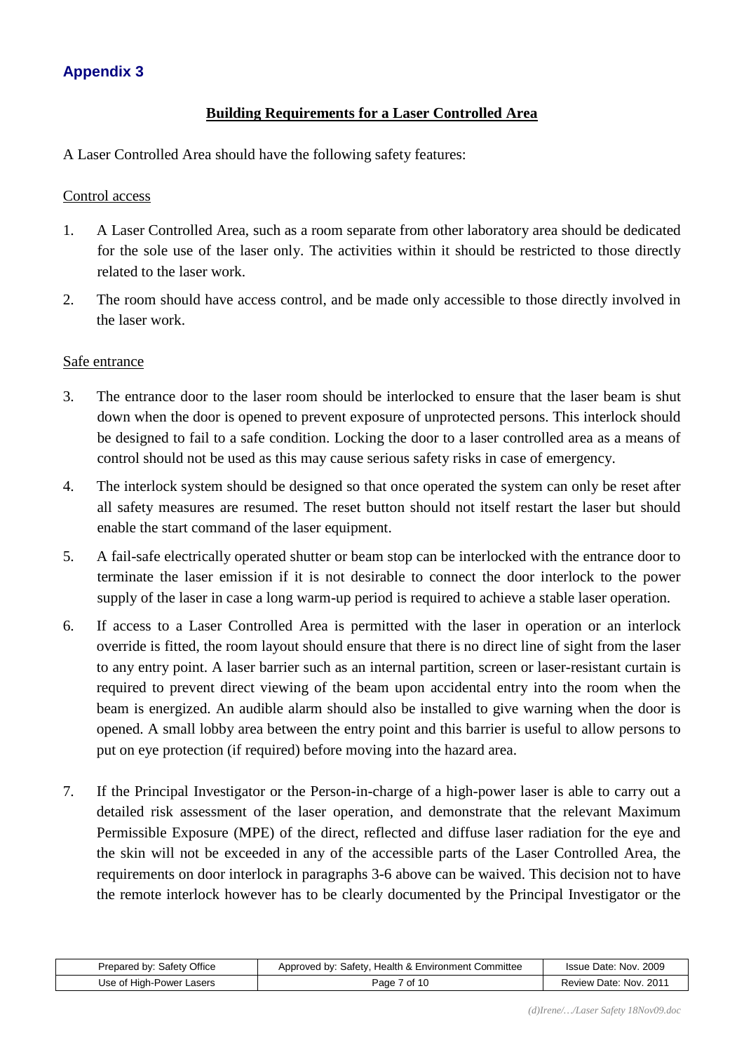## Appendix 3

### Building Requirements for a Laser Controlled Area

A Laser Controlled Area should have the following safety features:

Control access

1. A Laser Controlled Area, such as a room separate from other laboratory area should be dedicated for the sole use of the laser only. The activities within it should be restricted to those directly related to the laser work.
2. The room should have access control, and be made only accessible to those directly involved in the laser work.

Safe entrance

3. The entrance door to the laser room should be interlocked to ensure that the laser beam is shut down when the door is opened to prevent exposure of unprotected persons. This interlock should be designed to fail to a safe condition. Locking the door to a laser controlled area as a means of control should not be used as this may cause serious safety risks in case of emergency.
4. The interlock system should be designed so that once operated the system can only be reset after all safety measures are resumed. The reset button should not itself restart the laser but should enable the start command of the laser equipment.
5. A fail-safe electrically operated shutter or beam stop can be interlocked with the entrance door to terminate the laser emission if it is not desirable to connect the door interlock to the power supply of the laser in case a long warm-up period is required to achieve a stable laser operation.
6. If access to a Laser Controlled Area is permitted with the laser in operation or an interlock override is fitted, the room layout should ensure that there is no direct line of sight from the laser to any entry point. A laser barrier such as an internal partition, screen or laser-resistant curtain is required to prevent direct viewing of the beam upon accidental entry into the room when the beam is energized. An audible alarm should also be installed to give warning when the door is opened. A small lobby area between the entry point and this barrier is useful to allow persons to put on eye protection (if required) before moving into the hazard area.
7. If the Principal Investigator or the Person-in-charge of a high-power laser is able to carry out a detailed risk assessment of the laser operation, and demonstrate that the relevant Maximum Permissible Exposure (MPE) of the direct, reflected and diffuse laser radiation for the eye and the skin will not be exceeded in any of the accessible parts of the Laser Controlled Area, the requirements on door interlock in paragraphs 3-6 above can be waived. This decision not to have the remote interlock however has to be clearly documented by the Principal Investigator or the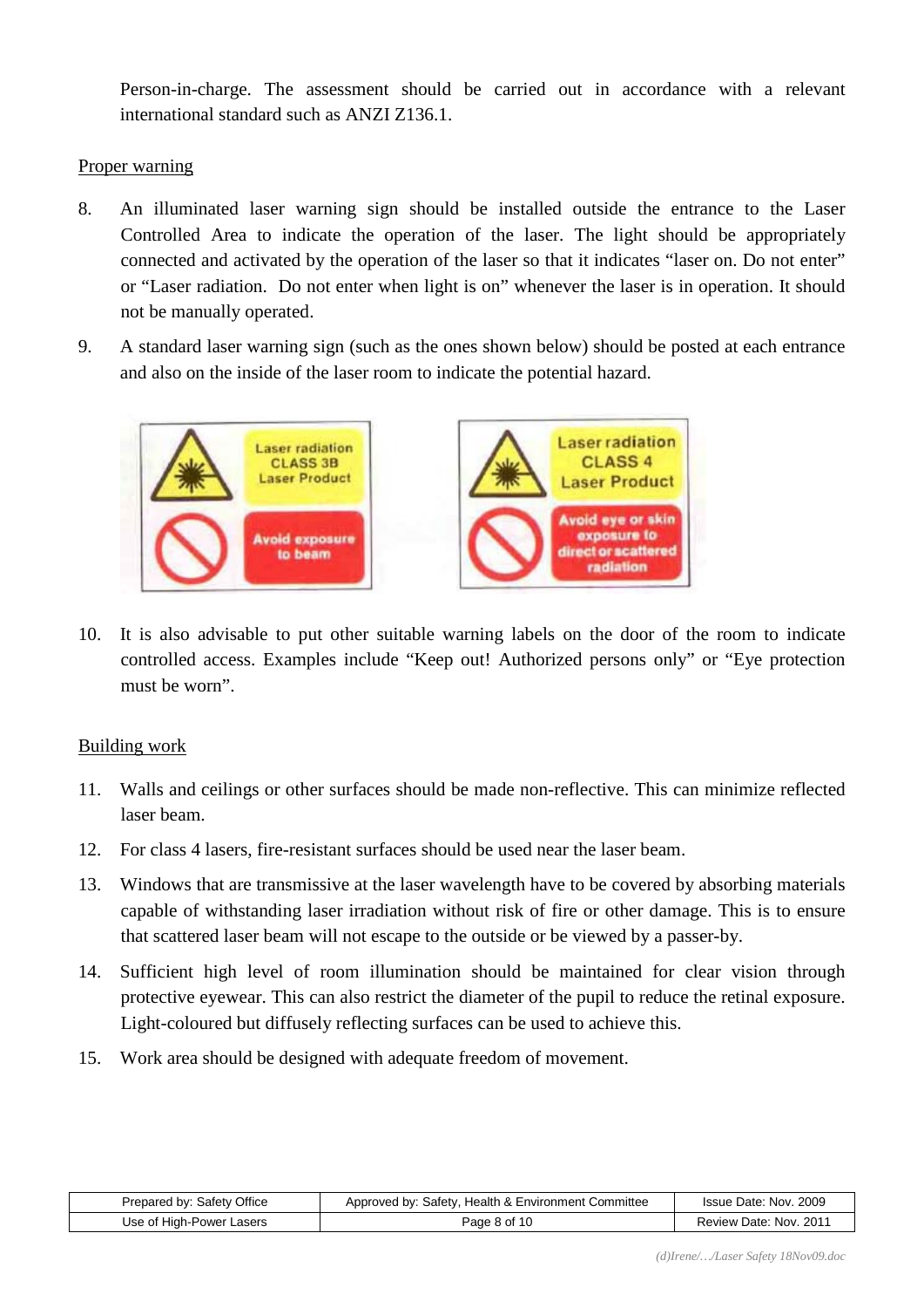Person-in-charge. The assessment should be carried out in accordance with a relevant international standard such as ANZI Z136.1.

Proper warning

8. An illuminated laser warning sign should be installed outside the entrance to the Laser Controlled Area to indicate the operation of the laser. The light should be appropriately connected and activated by the operation of the laser so that it indicates "laser on. Do not enter" or "Laser radiation. Do not enter when light is on" whenever the laser is in operation. It should not be manually operated.

9. A standard laser warning sign (such as the ones shown below) should be posted at each entrance and also on the inside of the laser room to indicate the potential hazard.

Laser radiation CLASS 3B Laser Product — Avoid exposure to beam

Laser radiation CLASS 4 Laser Product — Avoid eye or skin exposure to direct or scattered radiation

10. It is also advisable to put other suitable warning labels on the door of the room to indicate controlled access. Examples include "Keep out! Authorized persons only" or "Eye protection must be worn".

Building work

11. Walls and ceilings or other surfaces should be made non-reflective. This can minimize reflected laser beam.

12. For class 4 lasers, fire-resistant surfaces should be used near the laser beam.

13. Windows that are transmissive at the laser wavelength have to be covered by absorbing materials capable of withstanding laser irradiation without risk of fire or other damage. This is to ensure that scattered laser beam will not escape to the outside or be viewed by a passer-by.

14. Sufficient high level of room illumination should be maintained for clear vision through protective eyewear. This can also restrict the diameter of the pupil to reduce the retinal exposure. Light-coloured but diffusely reflecting surfaces can be used to achieve this.

15. Work area should be designed with adequate freedom of movement.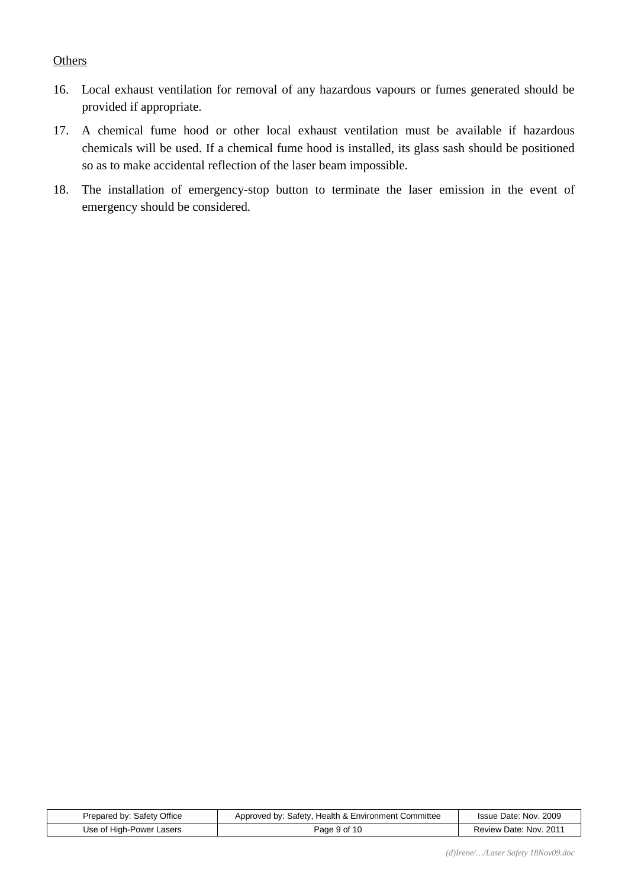<u>Others</u>

16. Local exhaust ventilation for removal of any hazardous vapours or fumes generated should be provided if appropriate.

17. A chemical fume hood or other local exhaust ventilation must be available if hazardous chemicals will be used. If a chemical fume hood is installed, its glass sash should be positioned so as to make accidental reflection of the laser beam impossible.

18. The installation of emergency-stop button to terminate the laser emission in the event of emergency should be considered.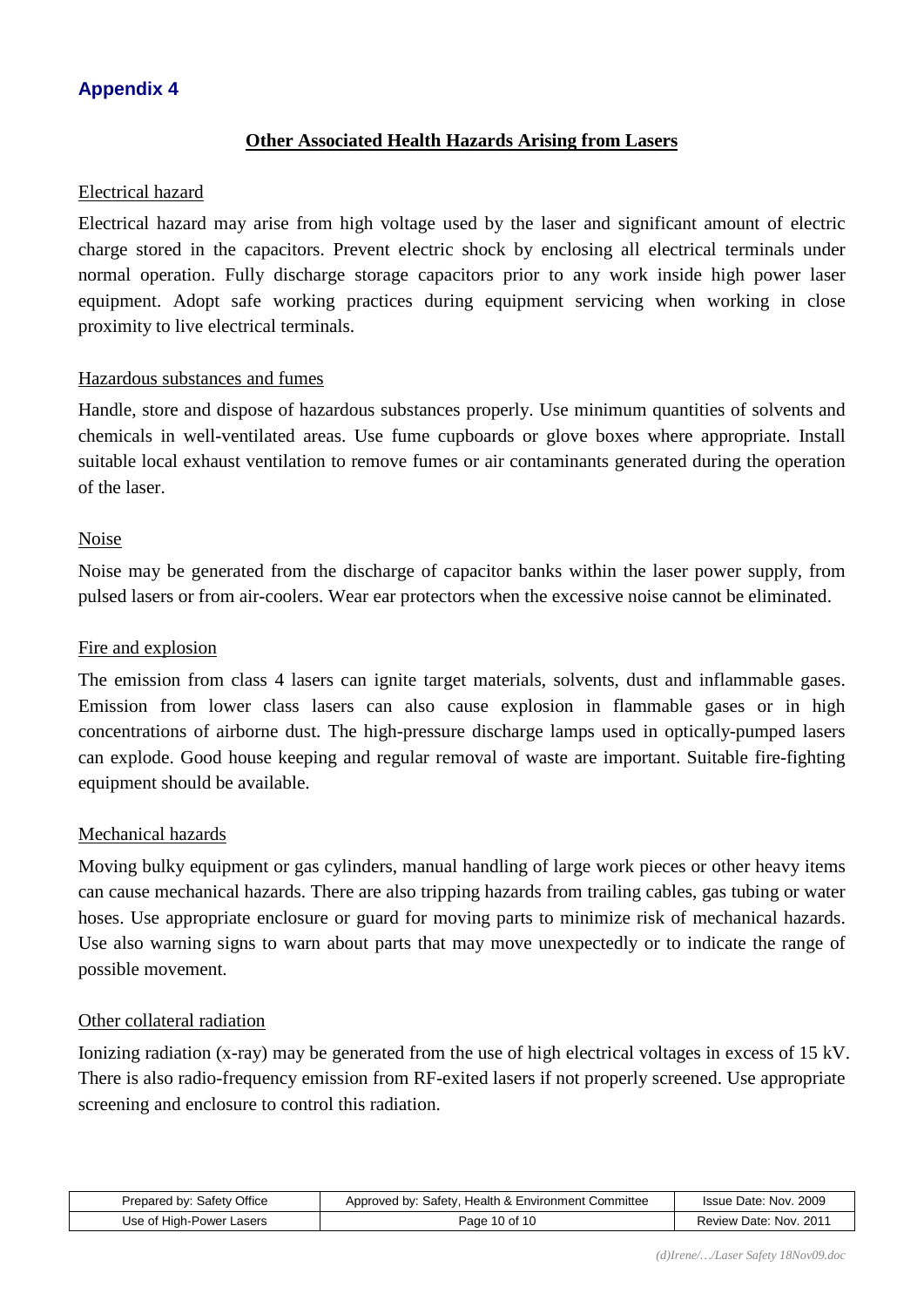## Appendix 4

### Other Associated Health Hazards Arising from Lasers

#### Electrical hazard

Electrical hazard may arise from high voltage used by the laser and significant amount of electric charge stored in the capacitors. Prevent electric shock by enclosing all electrical terminals under normal operation. Fully discharge storage capacitors prior to any work inside high power laser equipment. Adopt safe working practices during equipment servicing when working in close proximity to live electrical terminals.

#### Hazardous substances and fumes

Handle, store and dispose of hazardous substances properly. Use minimum quantities of solvents and chemicals in well-ventilated areas. Use fume cupboards or glove boxes where appropriate. Install suitable local exhaust ventilation to remove fumes or air contaminants generated during the operation of the laser.

#### Noise

Noise may be generated from the discharge of capacitor banks within the laser power supply, from pulsed lasers or from air-coolers. Wear ear protectors when the excessive noise cannot be eliminated.

#### Fire and explosion

The emission from class 4 lasers can ignite target materials, solvents, dust and inflammable gases. Emission from lower class lasers can also cause explosion in flammable gases or in high concentrations of airborne dust. The high-pressure discharge lamps used in optically-pumped lasers can explode. Good house keeping and regular removal of waste are important. Suitable fire-fighting equipment should be available.

#### Mechanical hazards

Moving bulky equipment or gas cylinders, manual handling of large work pieces or other heavy items can cause mechanical hazards. There are also tripping hazards from trailing cables, gas tubing or water hoses. Use appropriate enclosure or guard for moving parts to minimize risk of mechanical hazards. Use also warning signs to warn about parts that may move unexpectedly or to indicate the range of possible movement.

#### Other collateral radiation

Ionizing radiation (x-ray) may be generated from the use of high electrical voltages in excess of 15 kV. There is also radio-frequency emission from RF-exited lasers if not properly screened. Use appropriate screening and enclosure to control this radiation.